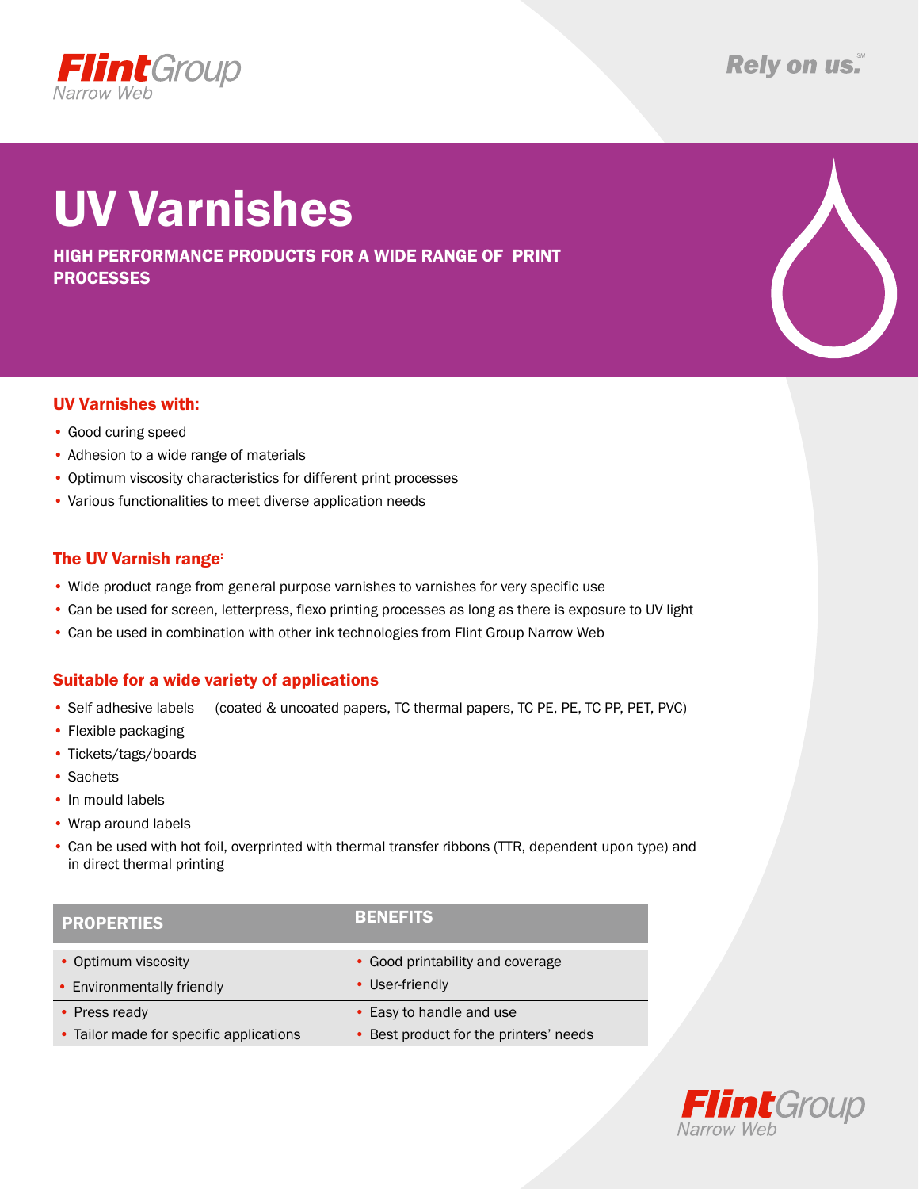Flint Group
Narrow Web

Rely on us.

# UV Varnishes

**HIGH PERFORMANCE PRODUCTS FOR A WIDE RANGE OF PRINT PROCESSES**

### UV Varnishes with:

- Good curing speed
- Adhesion to a wide range of materials
- Optimum viscosity characteristics for different print processes
- Various functionalities to meet diverse application needs

### The UV Varnish range:

- Wide product range from general purpose varnishes to varnishes for very specific use
- Can be used for screen, letterpress, flexo printing processes as long as there is exposure to UV light
- Can be used in combination with other ink technologies from Flint Group Narrow Web

### Suitable for a wide variety of applications

- Self adhesive labels (coated & uncoated papers, TC thermal papers, TC PE, PE, TC PP, PET, PVC)
- Flexible packaging
- Tickets/tags/boards
- Sachets
- In mould labels
- Wrap around labels
- Can be used with hot foil, overprinted with thermal transfer ribbons (TTR, dependent upon type) and in direct thermal printing

| PROPERTIES | BENEFITS |
|---|---|
| • Optimum viscosity | • Good printability and coverage |
| • Environmentally friendly | • User-friendly |
| • Press ready | • Easy to handle and use |
| • Tailor made for specific applications | • Best product for the printers' needs |

Flint Group
Narrow Web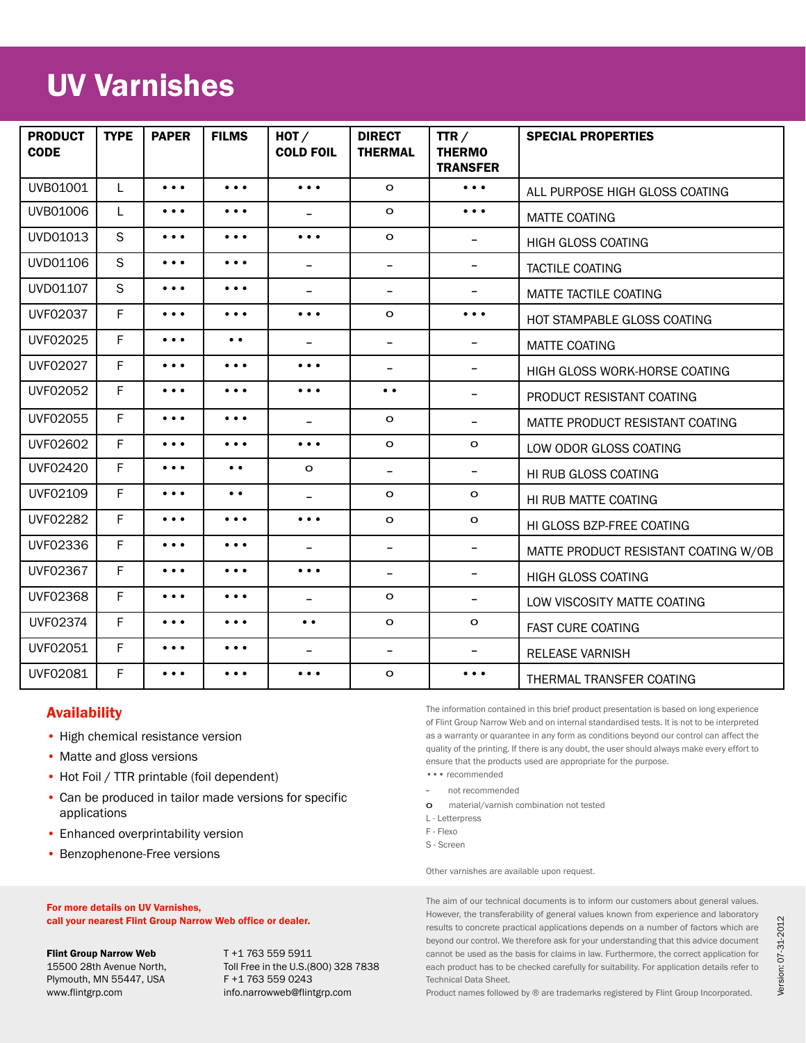# UV Varnishes

| PRODUCT CODE | TYPE | PAPER | FILMS | HOT / COLD FOIL | DIRECT THERMAL | TTR / THERMO TRANSFER | SPECIAL PROPERTIES |
|---|---|---|---|---|---|---|---|
| UVB01001 | L | • • • | • • • | • • • | o | • • • | ALL PURPOSE HIGH GLOSS COATING |
| UVB01006 | L | • • • | • • • | – | o | • • • | MATTE COATING |
| UVD01013 | S | • • • | • • • | • • • | o | – | HIGH GLOSS COATING |
| UVD01106 | S | • • • | • • • | – | – | – | TACTILE COATING |
| UVD01107 | S | • • • | • • • | – | – | – | MATTE TACTILE COATING |
| UVF02037 | F | • • • | • • • | • • • | o | • • • | HOT STAMPABLE GLOSS COATING |
| UVF02025 | F | • • • | • • | – | – | – | MATTE COATING |
| UVF02027 | F | • • • | • • • | • • • | – | – | HIGH GLOSS WORK-HORSE COATING |
| UVF02052 | F | • • • | • • • | • • • | • • | – | PRODUCT RESISTANT COATING |
| UVF02055 | F | • • • | • • • | – | o | – | MATTE PRODUCT RESISTANT COATING |
| UVF02602 | F | • • • | • • • | • • • | o | o | LOW ODOR GLOSS COATING |
| UVF02420 | F | • • • | • • | o | – | – | HI RUB GLOSS COATING |
| UVF02109 | F | • • • | • • | – | o | o | HI RUB MATTE COATING |
| UVF02282 | F | • • • | • • • | • • • | o | o | HI GLOSS BZP-FREE COATING |
| UVF02336 | F | • • • | • • • | – | – | – | MATTE PRODUCT RESISTANT COATING W/OB |
| UVF02367 | F | • • • | • • • | • • • | – | – | HIGH GLOSS COATING |
| UVF02368 | F | • • • | • • • | – | o | – | LOW VISCOSITY MATTE COATING |
| UVF02374 | F | • • • | • • • | • • | o | o | FAST CURE COATING |
| UVF02051 | F | • • • | • • • | – | – | – | RELEASE VARNISH |
| UVF02081 | F | • • • | • • • | • • • | o | • • • | THERMAL TRANSFER COATING |

## Availability

- High chemical resistance version
- Matte and gloss versions
- Hot Foil / TTR printable (foil dependent)
- Can be produced in tailor made versions for specific applications
- Enhanced overprintability version
- Benzophenone-Free versions

The information contained in this brief product presentation is based on long experience of Flint Group Narrow Web and on internal standardised tests. It is not to be interpreted as a warranty or guarantee in any form as conditions beyond our control can affect the quality of the printing. If there is any doubt, the user should always make every effort to ensure that the products used are appropriate for the purpose.

• • • recommended

– not recommended

o material/varnish combination not tested

L - Letterpress

F - Flexo

S - Screen

Other varnishes are available upon request.

**For more details on UV Varnishes, call your nearest Flint Group Narrow Web office or dealer.**

**Flint Group Narrow Web**
15500 28th Avenue North,
Plymouth, MN 55447, USA
www.flintgrp.com

T +1 763 559 5911
Toll Free in the U.S.(800) 328 7838
F +1 763 559 0243
info.narrowweb@flintgrp.com

The aim of our technical documents is to inform our customers about general values. However, the transferability of general values known from experience and laboratory results to concrete practical applications depends on a number of factors which are beyond our control. We therefore ask for your understanding that this advice document cannot be used as the basis for claims in law. Furthermore, the correct application for each product has to be checked carefully for suitability. For application details refer to Technical Data Sheet.

Product names followed by ® are trademarks registered by Flint Group Incorporated.

Version: 07-31-2012